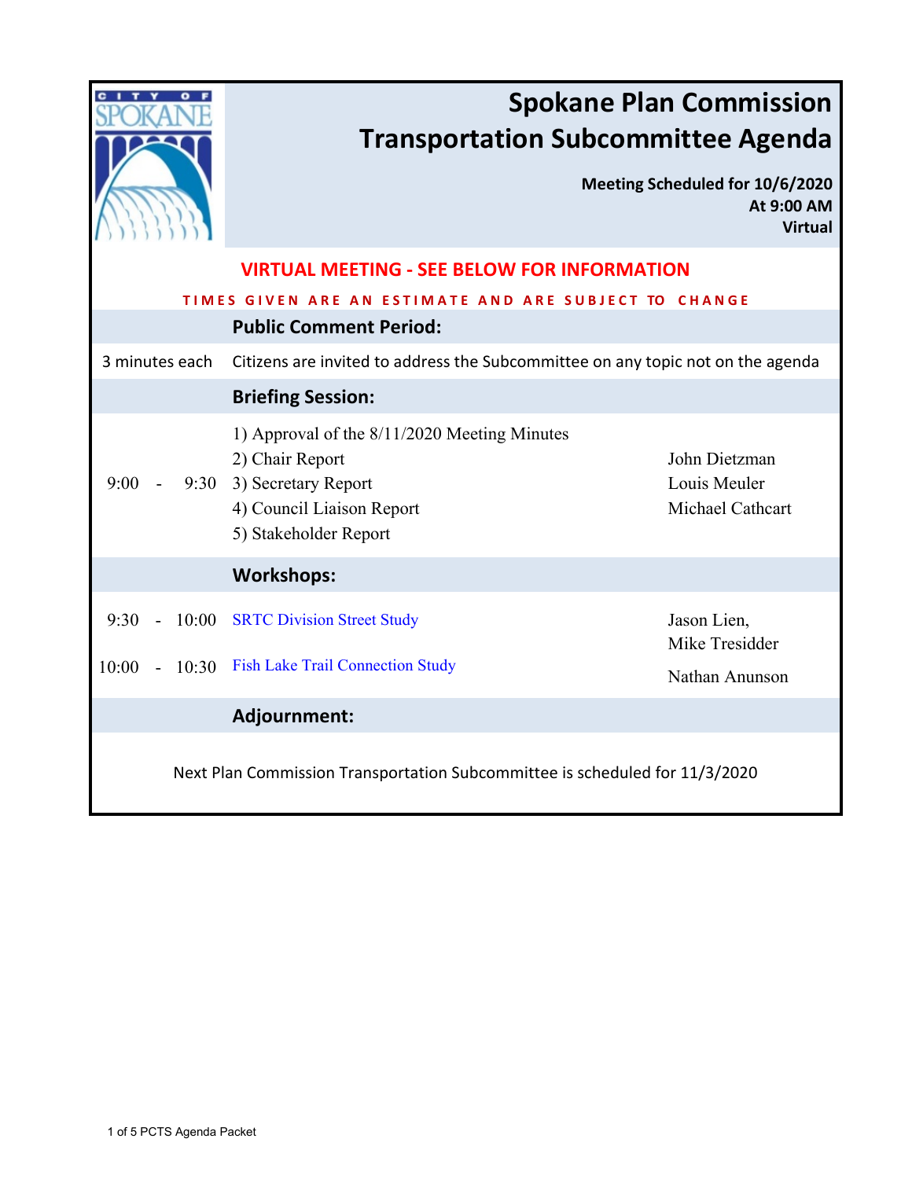# Spokane Plan Commission Transportation Subcommittee Agenda

**Meeting Scheduled for 10/6/2020**
**At 9:00 AM**
**Virtual**

**VIRTUAL MEETING - SEE BELOW FOR INFORMATION**

**TIMES GIVEN ARE AN ESTIMATE AND ARE SUBJECT TO CHANGE**

## Public Comment Period:

| | | |
|---|---|---|
| 3 minutes each | Citizens are invited to address the Subcommittee on any topic not on the agenda | |

## Briefing Session:

| Time | Item | Presenter |
|---|---|---|
| 9:00 - 9:30 | 1) Approval of the 8/11/2020 Meeting Minutes<br>2) Chair Report<br>3) Secretary Report<br>4) Council Liaison Report<br>5) Stakeholder Report | <br>John Dietzman<br>Louis Meuler<br>Michael Cathcart |

## Workshops:

| Time | Item | Presenter |
|---|---|---|
| 9:30 - 10:00 | SRTC Division Street Study | Jason Lien, Mike Tresidder |
| 10:00 - 10:30 | Fish Lake Trail Connection Study | Nathan Anunson |

## Adjournment:

Next Plan Commission Transportation Subcommittee is scheduled for 11/3/2020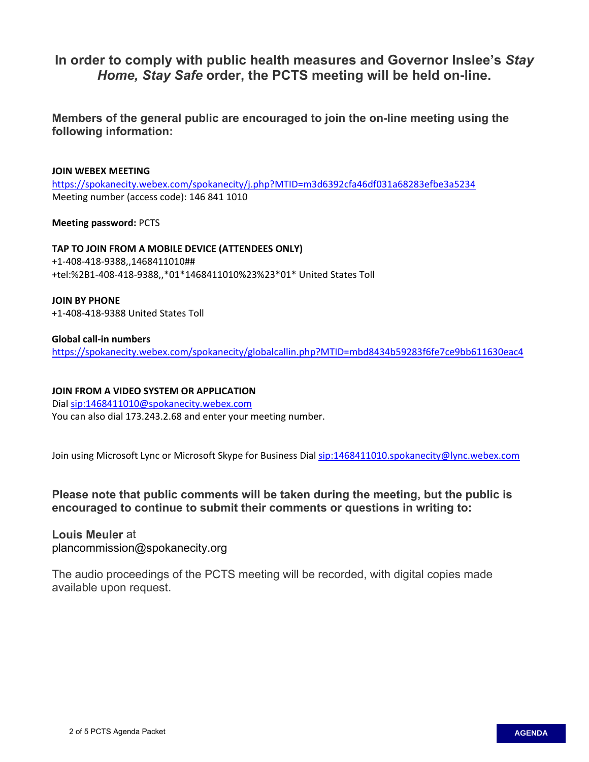## In order to comply with public health measures and Governor Inslee's *Stay Home, Stay Safe* order, the PCTS meeting will be held on-line.

### Members of the general public are encouraged to join the on-line meeting using the following information:

**JOIN WEBEX MEETING**
https://spokanecity.webex.com/spokanecity/j.php?MTID=m3d6392cfa46df031a68283efbe3a5234
Meeting number (access code): 146 841 1010

**Meeting password:** PCTS

**TAP TO JOIN FROM A MOBILE DEVICE (ATTENDEES ONLY)**
+1-408-418-9388,,1468411010##
+tel:%2B1-408-418-9388,,*01*1468411010%23%23*01* United States Toll

**JOIN BY PHONE**
+1-408-418-9388 United States Toll

**Global call-in numbers**
https://spokanecity.webex.com/spokanecity/globalcallin.php?MTID=mbd8434b59283f6fe7ce9bb611630eac4

**JOIN FROM A VIDEO SYSTEM OR APPLICATION**
Dial sip:1468411010@spokanecity.webex.com
You can also dial 173.243.2.68 and enter your meeting number.

Join using Microsoft Lync or Microsoft Skype for Business Dial sip:1468411010.spokanecity@lync.webex.com

**Please note that public comments will be taken during the meeting, but the public is encouraged to continue to submit their comments or questions in writing to:**

**Louis Meuler** at
plancommission@spokanecity.org

The audio proceedings of the PCTS meeting will be recorded, with digital copies made available upon request.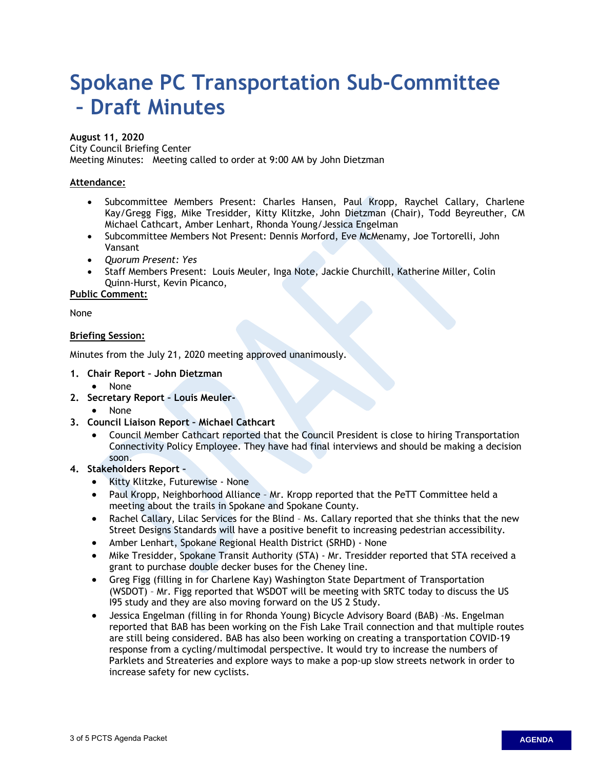# Spokane PC Transportation Sub-Committee – Draft Minutes

**August 11, 2020**
City Council Briefing Center
Meeting Minutes: Meeting called to order at 9:00 AM by John Dietzman

**Attendance:**

- Subcommittee Members Present: Charles Hansen, Paul Kropp, Raychel Callary, Charlene Kay/Gregg Figg, Mike Tresidder, Kitty Klitzke, John Dietzman (Chair), Todd Beyreuther, CM Michael Cathcart, Amber Lenhart, Rhonda Young/Jessica Engelman
- Subcommittee Members Not Present: Dennis Morford, Eve McMenamy, Joe Tortorelli, John Vansant
- *Quorum Present: Yes*
- Staff Members Present: Louis Meuler, Inga Note, Jackie Churchill, Katherine Miller, Colin Quinn-Hurst, Kevin Picanco,

**Public Comment:**

None

**Briefing Session:**

Minutes from the July 21, 2020 meeting approved unanimously.

1. **Chair Report – John Dietzman**
   - None
2. **Secretary Report – Louis Meuler-**
   - None
3. **Council Liaison Report – Michael Cathcart**
   - Council Member Cathcart reported that the Council President is close to hiring Transportation Connectivity Policy Employee. They have had final interviews and should be making a decision soon.
4. **Stakeholders Report –**
   - Kitty Klitzke, Futurewise - None
   - Paul Kropp, Neighborhood Alliance – Mr. Kropp reported that the PeTT Committee held a meeting about the trails in Spokane and Spokane County.
   - Rachel Callary, Lilac Services for the Blind – Ms. Callary reported that she thinks that the new Street Designs Standards will have a positive benefit to increasing pedestrian accessibility.
   - Amber Lenhart, Spokane Regional Health District (SRHD) - None
   - Mike Tresidder, Spokane Transit Authority (STA) - Mr. Tresidder reported that STA received a grant to purchase double decker buses for the Cheney line.
   - Greg Figg (filling in for Charlene Kay) Washington State Department of Transportation (WSDOT) – Mr. Figg reported that WSDOT will be meeting with SRTC today to discuss the US I95 study and they are also moving forward on the US 2 Study.
   - Jessica Engelman (filling in for Rhonda Young) Bicycle Advisory Board (BAB) –Ms. Engelman reported that BAB has been working on the Fish Lake Trail connection and that multiple routes are still being considered. BAB has also been working on creating a transportation COVID-19 response from a cycling/multimodal perspective. It would try to increase the numbers of Parklets and Streateries and explore ways to make a pop-up slow streets network in order to increase safety for new cyclists.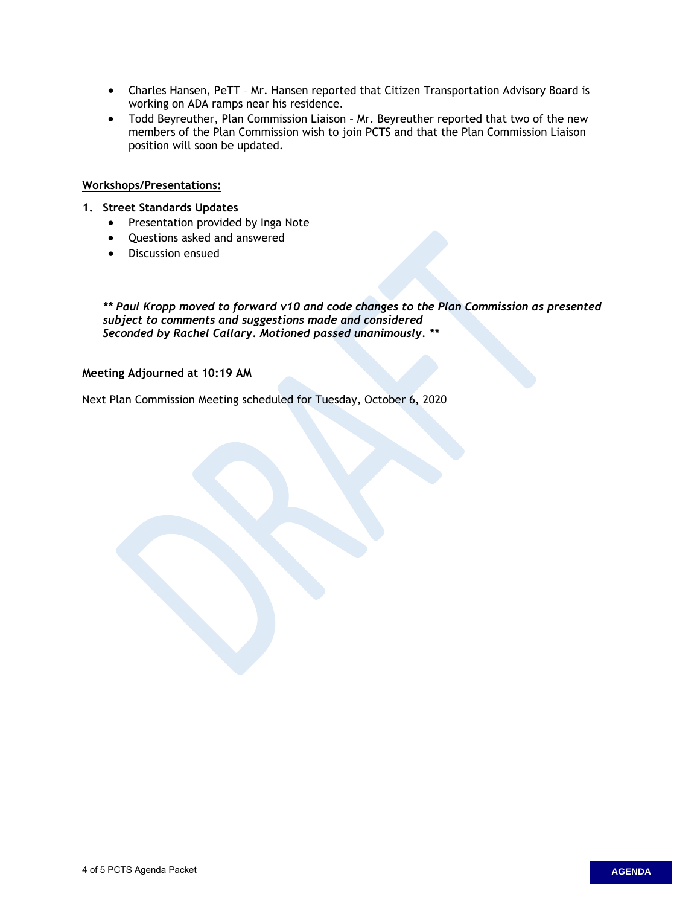- Charles Hansen, PeTT – Mr. Hansen reported that Citizen Transportation Advisory Board is working on ADA ramps near his residence.
- Todd Beyreuther, Plan Commission Liaison – Mr. Beyreuther reported that two of the new members of the Plan Commission wish to join PCTS and that the Plan Commission Liaison position will soon be updated.

**Workshops/Presentations:**

1. **Street Standards Updates**
   - Presentation provided by Inga Note
   - Questions asked and answered
   - Discussion ensued

***\*\* Paul Kropp moved to forward v10 and code changes to the Plan Commission as presented subject to comments and suggestions made and considered Seconded by Rachel Callary. Motioned passed unanimously. \*\****

**Meeting Adjourned at 10:19 AM**

Next Plan Commission Meeting scheduled for Tuesday, October 6, 2020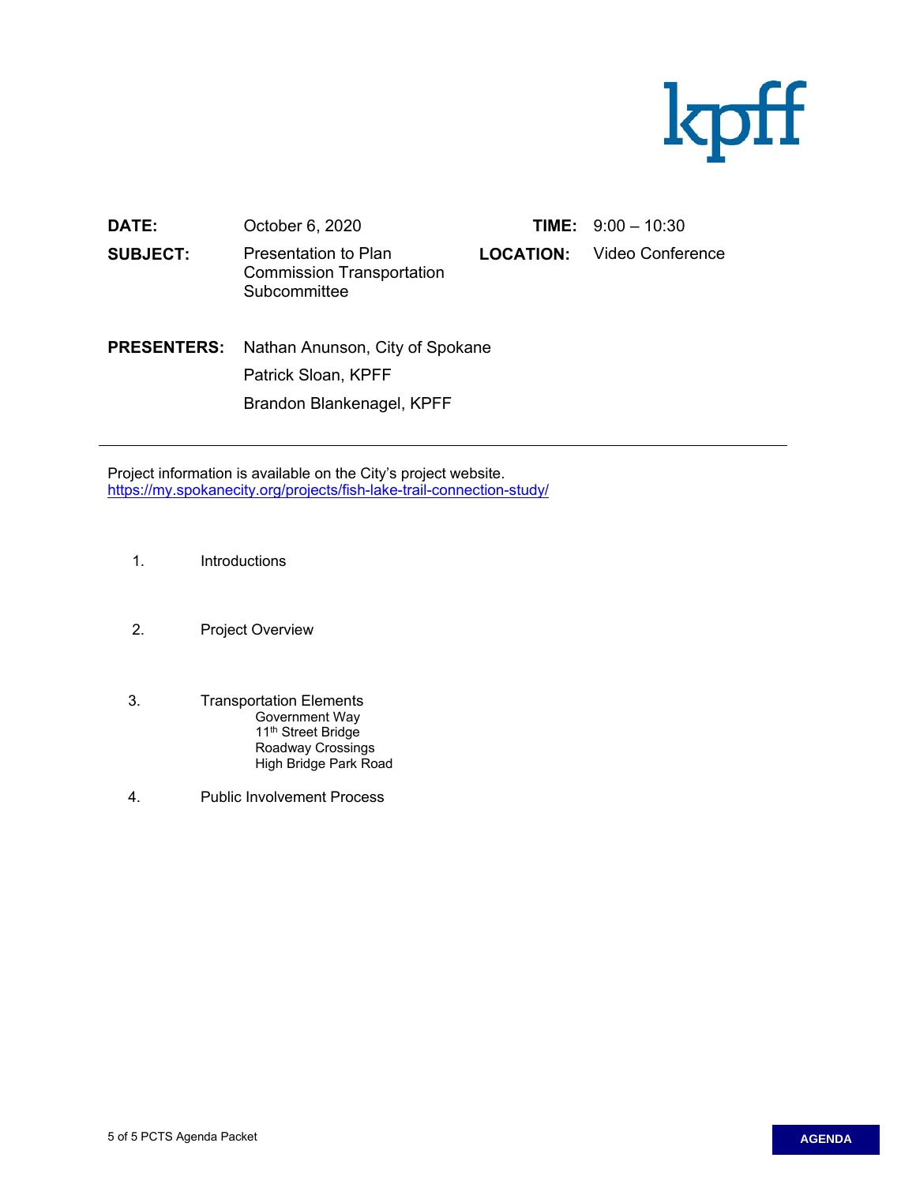kpff

**DATE:** October 6, 2020 **TIME:** 9:00 – 10:30

**SUBJECT:** Presentation to Plan Commission Transportation Subcommittee **LOCATION:** Video Conference

**PRESENTERS:** Nathan Anunson, City of Spokane

Patrick Sloan, KPFF

Brandon Blankenagel, KPFF

---

Project information is available on the City's project website.
https://my.spokanecity.org/projects/fish-lake-trail-connection-study/

1. Introductions

2. Project Overview

3. Transportation Elements
   - Government Way
   - 11th Street Bridge
   - Roadway Crossings
   - High Bridge Park Road

4. Public Involvement Process

AGENDA